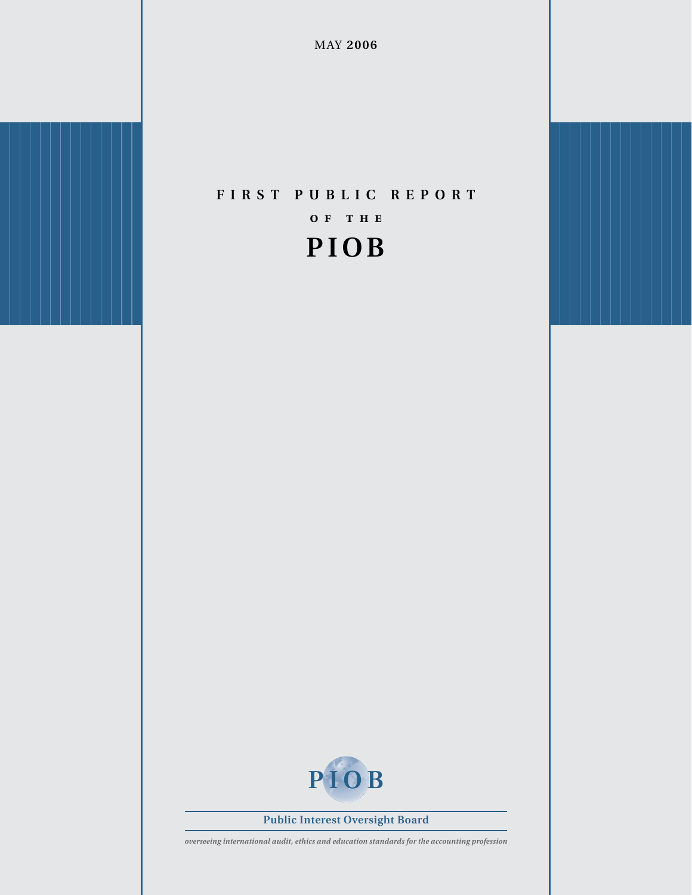MAY 2006

# FIRST PUBLIC REPORT OF THE PIOB

PIOB

**Public Interest Oversight Board**

*overseeing international audit, ethics and education standards for the accounting profession*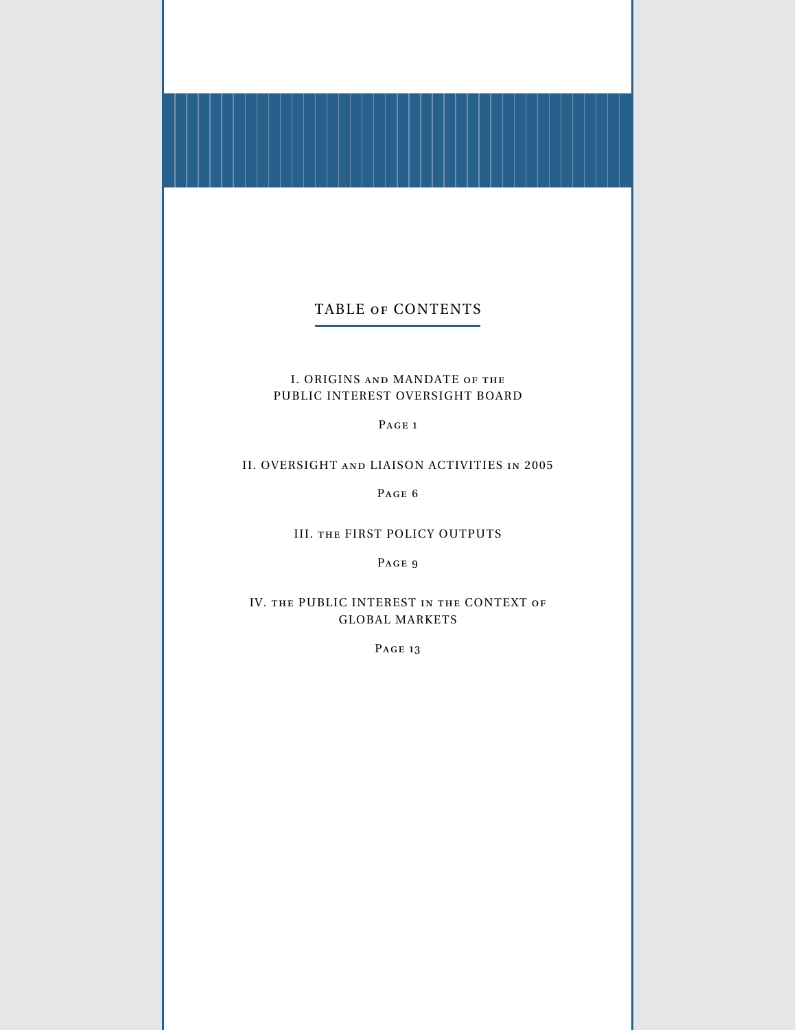# TABLE of CONTENTS

I. ORIGINS and MANDATE of the PUBLIC INTEREST OVERSIGHT BOARD

Page 1

II. OVERSIGHT and LIAISON ACTIVITIES in 2005

Page 6

III. the FIRST POLICY OUTPUTS

Page 9

IV. the PUBLIC INTEREST in the CONTEXT of GLOBAL MARKETS

Page 13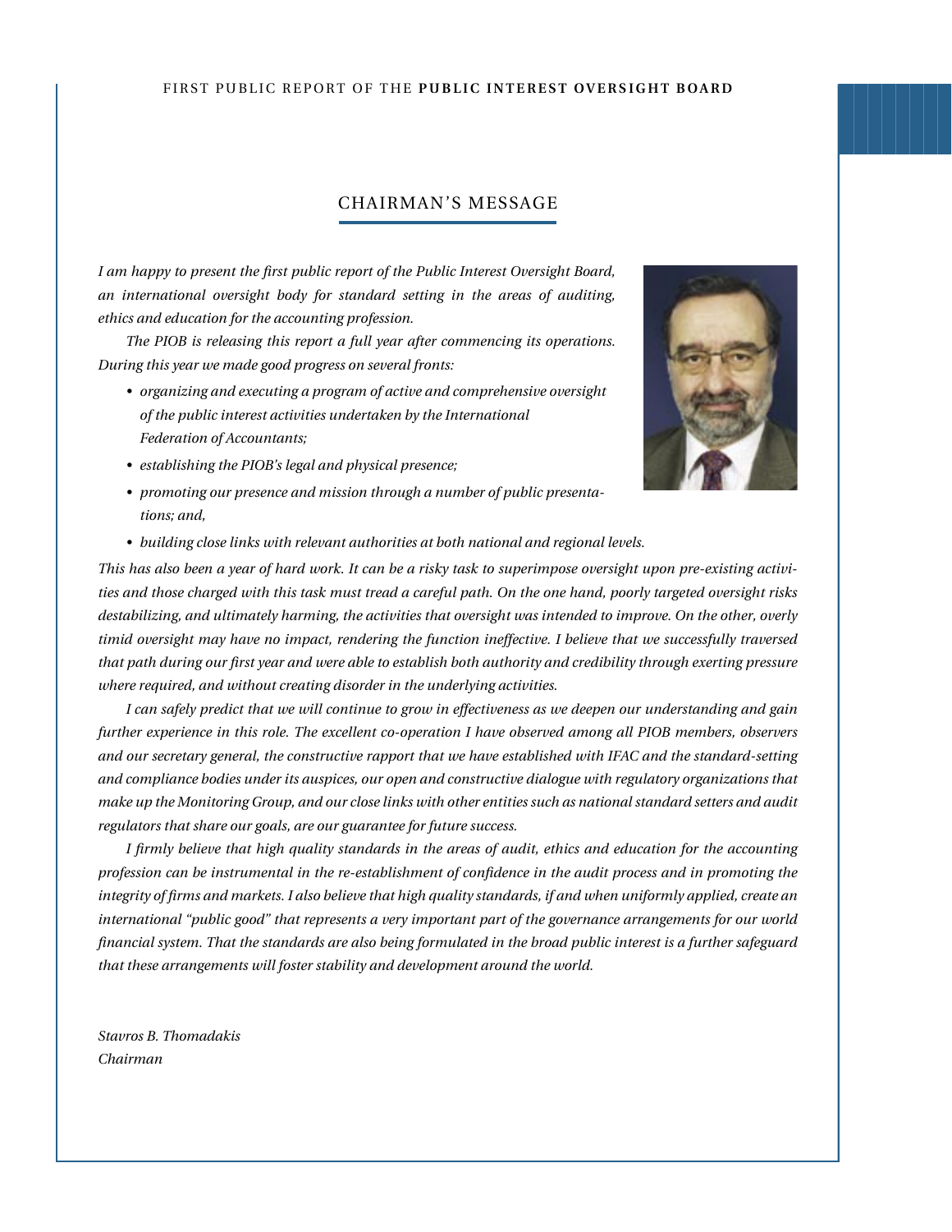## CHAIRMAN'S MESSAGE

*I am happy to present the first public report of the Public Interest Oversight Board, an international oversight body for standard setting in the areas of auditing, ethics and education for the accounting profession.*

*The PIOB is releasing this report a full year after commencing its operations. During this year we made good progress on several fronts:*

- *organizing and executing a program of active and comprehensive oversight of the public interest activities undertaken by the International Federation of Accountants;*
- *establishing the PIOB's legal and physical presence;*
- *promoting our presence and mission through a number of public presentations; and,*
- *building close links with relevant authorities at both national and regional levels.*

*This has also been a year of hard work. It can be a risky task to superimpose oversight upon pre-existing activities and those charged with this task must tread a careful path. On the one hand, poorly targeted oversight risks destabilizing, and ultimately harming, the activities that oversight was intended to improve. On the other, overly timid oversight may have no impact, rendering the function ineffective. I believe that we successfully traversed that path during our first year and were able to establish both authority and credibility through exerting pressure where required, and without creating disorder in the underlying activities.*

*I can safely predict that we will continue to grow in effectiveness as we deepen our understanding and gain further experience in this role. The excellent co-operation I have observed among all PIOB members, observers and our secretary general, the constructive rapport that we have established with IFAC and the standard-setting and compliance bodies under its auspices, our open and constructive dialogue with regulatory organizations that make up the Monitoring Group, and our close links with other entities such as national standard setters and audit regulators that share our goals, are our guarantee for future success.*

*I firmly believe that high quality standards in the areas of audit, ethics and education for the accounting profession can be instrumental in the re-establishment of confidence in the audit process and in promoting the integrity of firms and markets. I also believe that high quality standards, if and when uniformly applied, create an international "public good" that represents a very important part of the governance arrangements for our world financial system. That the standards are also being formulated in the broad public interest is a further safeguard that these arrangements will foster stability and development around the world.*

*Stavros B. Thomadakis*
*Chairman*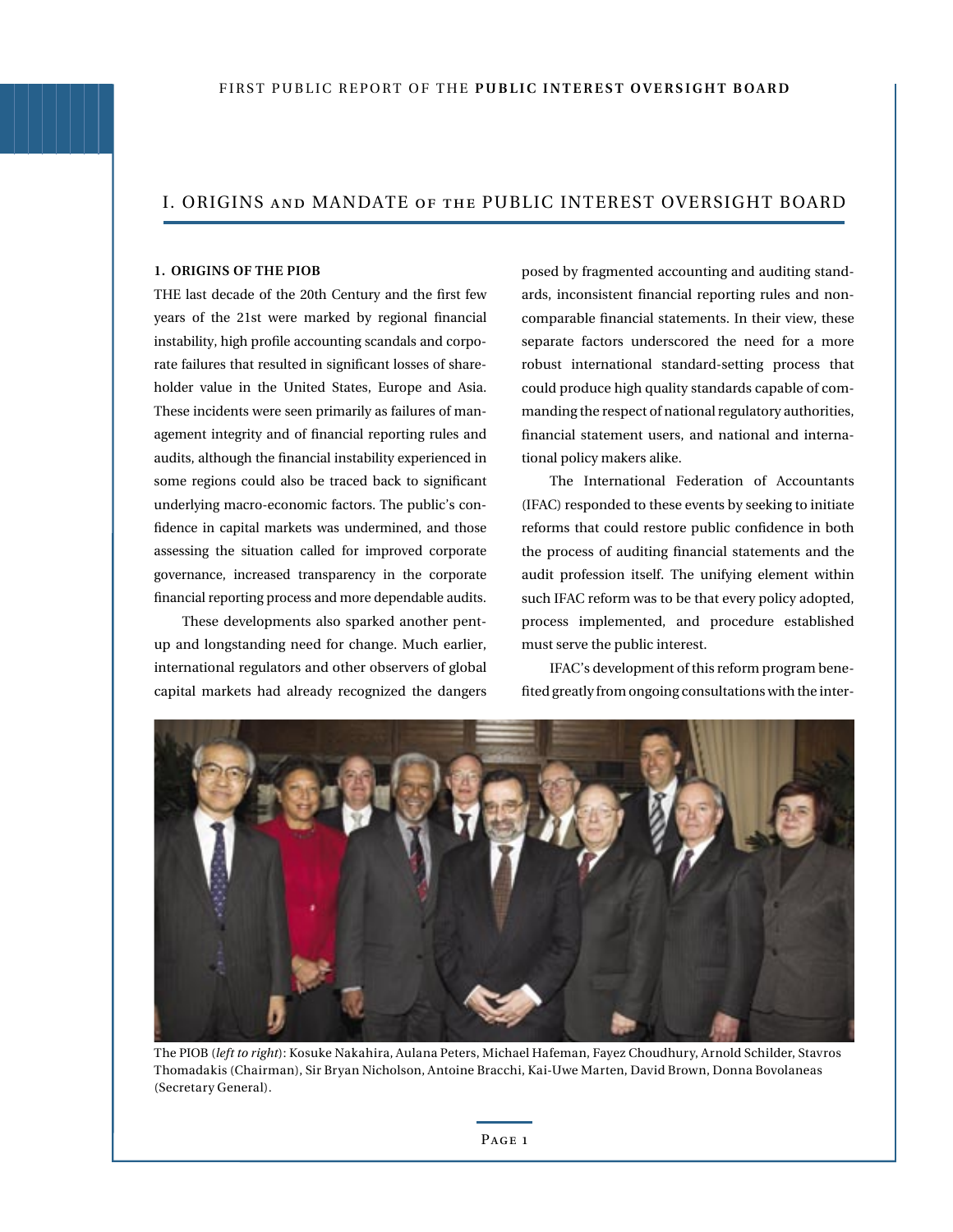# I. ORIGINS AND MANDATE OF THE PUBLIC INTEREST OVERSIGHT BOARD

### 1. ORIGINS OF THE PIOB

THE last decade of the 20th Century and the first few years of the 21st were marked by regional financial instability, high profile accounting scandals and corporate failures that resulted in significant losses of shareholder value in the United States, Europe and Asia. These incidents were seen primarily as failures of management integrity and of financial reporting rules and audits, although the financial instability experienced in some regions could also be traced back to significant underlying macro-economic factors. The public's confidence in capital markets was undermined, and those assessing the situation called for improved corporate governance, increased transparency in the corporate financial reporting process and more dependable audits.

These developments also sparked another pent-up and longstanding need for change. Much earlier, international regulators and other observers of global capital markets had already recognized the dangers posed by fragmented accounting and auditing standards, inconsistent financial reporting rules and non-comparable financial statements. In their view, these separate factors underscored the need for a more robust international standard-setting process that could produce high quality standards capable of commanding the respect of national regulatory authorities, financial statement users, and national and international policy makers alike.

The International Federation of Accountants (IFAC) responded to these events by seeking to initiate reforms that could restore public confidence in both the process of auditing financial statements and the audit profession itself. The unifying element within such IFAC reform was to be that every policy adopted, process implemented, and procedure established must serve the public interest.

IFAC's development of this reform program benefited greatly from ongoing consultations with the inter-

The PIOB (*left to right*): Kosuke Nakahira, Aulana Peters, Michael Hafeman, Fayez Choudhury, Arnold Schilder, Stavros Thomadakis (Chairman), Sir Bryan Nicholson, Antoine Bracchi, Kai-Uwe Marten, David Brown, Donna Bovolaneas (Secretary General).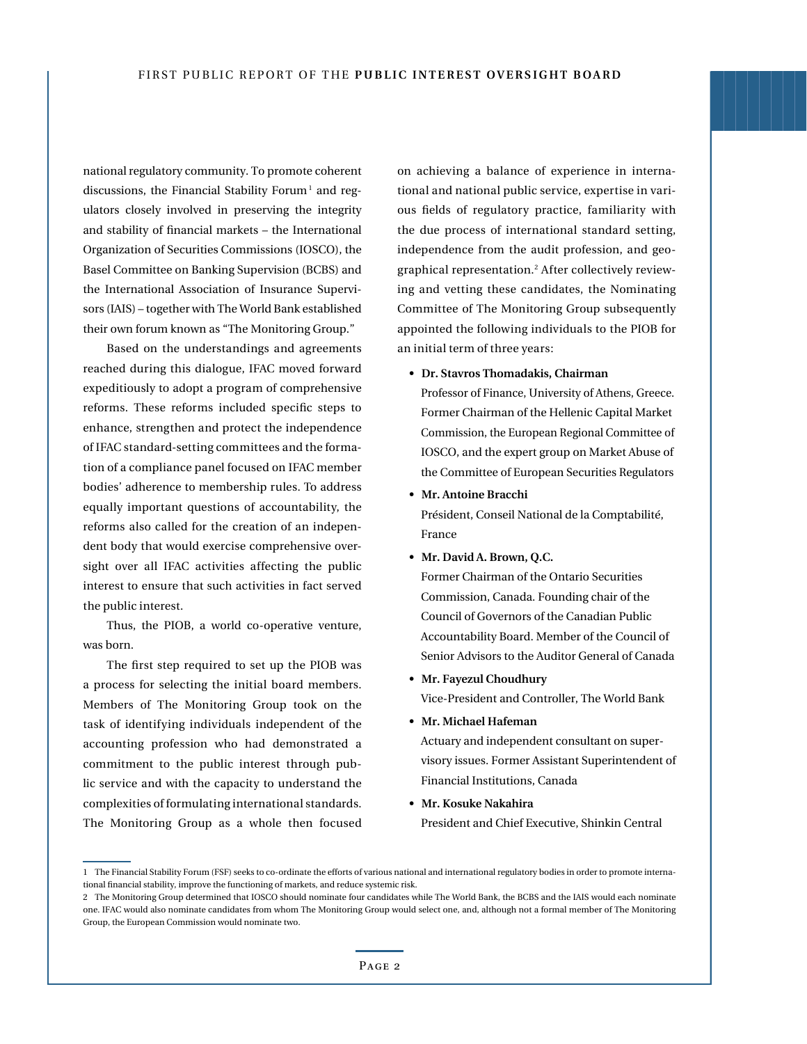national regulatory community. To promote coherent discussions, the Financial Stability Forum[1] and regulators closely involved in preserving the integrity and stability of financial markets – the International Organization of Securities Commissions (IOSCO), the Basel Committee on Banking Supervision (BCBS) and the International Association of Insurance Supervisors (IAIS) – together with The World Bank established their own forum known as "The Monitoring Group."

Based on the understandings and agreements reached during this dialogue, IFAC moved forward expeditiously to adopt a program of comprehensive reforms. These reforms included specific steps to enhance, strengthen and protect the independence of IFAC standard-setting committees and the formation of a compliance panel focused on IFAC member bodies' adherence to membership rules. To address equally important questions of accountability, the reforms also called for the creation of an independent body that would exercise comprehensive oversight over all IFAC activities affecting the public interest to ensure that such activities in fact served the public interest.

Thus, the PIOB, a world co-operative venture, was born.

The first step required to set up the PIOB was a process for selecting the initial board members. Members of The Monitoring Group took on the task of identifying individuals independent of the accounting profession who had demonstrated a commitment to the public interest through public service and with the capacity to understand the complexities of formulating international standards. The Monitoring Group as a whole then focused on achieving a balance of experience in international and national public service, expertise in various fields of regulatory practice, familiarity with the due process of international standard setting, independence from the audit profession, and geographical representation.[2] After collectively reviewing and vetting these candidates, the Nominating Committee of The Monitoring Group subsequently appointed the following individuals to the PIOB for an initial term of three years:

- **Dr. Stavros Thomadakis, Chairman**
  Professor of Finance, University of Athens, Greece. Former Chairman of the Hellenic Capital Market Commission, the European Regional Committee of IOSCO, and the expert group on Market Abuse of the Committee of European Securities Regulators
- **Mr. Antoine Bracchi**
  Président, Conseil National de la Comptabilité, France
- **Mr. David A. Brown, Q.C.**
  Former Chairman of the Ontario Securities Commission, Canada. Founding chair of the Council of Governors of the Canadian Public Accountability Board. Member of the Council of Senior Advisors to the Auditor General of Canada
- **Mr. Fayezul Choudhury**
  Vice-President and Controller, The World Bank
- **Mr. Michael Hafeman**
  Actuary and independent consultant on supervisory issues. Former Assistant Superintendent of Financial Institutions, Canada
- **Mr. Kosuke Nakahira**
  President and Chief Executive, Shinkin Central

---

1 The Financial Stability Forum (FSF) seeks to co-ordinate the efforts of various national and international regulatory bodies in order to promote international financial stability, improve the functioning of markets, and reduce systemic risk.

2 The Monitoring Group determined that IOSCO should nominate four candidates while The World Bank, the BCBS and the IAIS would each nominate one. IFAC would also nominate candidates from whom The Monitoring Group would select one, and, although not a formal member of The Monitoring Group, the European Commission would nominate two.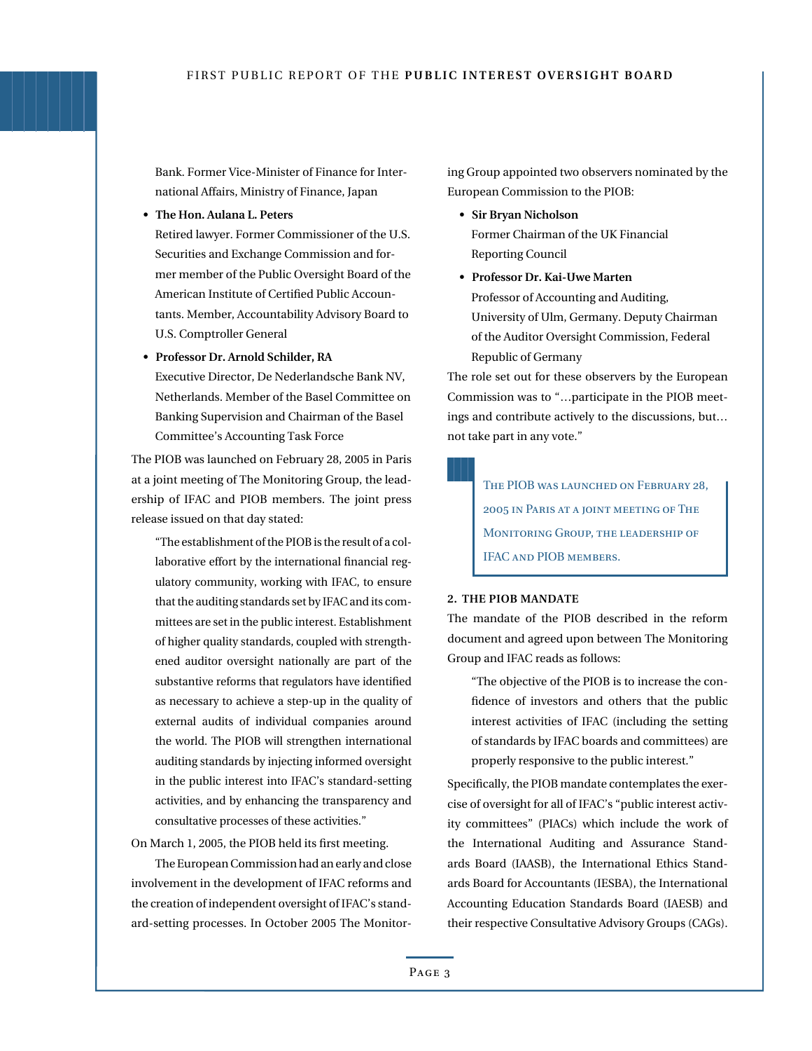Bank. Former Vice-Minister of Finance for International Affairs, Ministry of Finance, Japan

- **The Hon. Aulana L. Peters**
  Retired lawyer. Former Commissioner of the U.S. Securities and Exchange Commission and former member of the Public Oversight Board of the American Institute of Certified Public Accountants. Member, Accountability Advisory Board to U.S. Comptroller General
- **Professor Dr. Arnold Schilder, RA**
  Executive Director, De Nederlandsche Bank NV, Netherlands. Member of the Basel Committee on Banking Supervision and Chairman of the Basel Committee's Accounting Task Force

The PIOB was launched on February 28, 2005 in Paris at a joint meeting of The Monitoring Group, the leadership of IFAC and PIOB members. The joint press release issued on that day stated:

> "The establishment of the PIOB is the result of a collaborative effort by the international financial regulatory community, working with IFAC, to ensure that the auditing standards set by IFAC and its committees are set in the public interest. Establishment of higher quality standards, coupled with strengthened auditor oversight nationally are part of the substantive reforms that regulators have identified as necessary to achieve a step-up in the quality of external audits of individual companies around the world. The PIOB will strengthen international auditing standards by injecting informed oversight in the public interest into IFAC's standard-setting activities, and by enhancing the transparency and consultative processes of these activities."

On March 1, 2005, the PIOB held its first meeting.

The European Commission had an early and close involvement in the development of IFAC reforms and the creation of independent oversight of IFAC's standard-setting processes. In October 2005 The Monitoring Group appointed two observers nominated by the European Commission to the PIOB:

- **Sir Bryan Nicholson**
  Former Chairman of the UK Financial Reporting Council
- **Professor Dr. Kai-Uwe Marten**
  Professor of Accounting and Auditing, University of Ulm, Germany. Deputy Chairman of the Auditor Oversight Commission, Federal Republic of Germany

The role set out for these observers by the European Commission was to "…participate in the PIOB meetings and contribute actively to the discussions, but… not take part in any vote."

> The PIOB was launched on February 28, 2005 in Paris at a joint meeting of The Monitoring Group, the leadership of IFAC and PIOB members.

## 2. THE PIOB MANDATE

The mandate of the PIOB described in the reform document and agreed upon between The Monitoring Group and IFAC reads as follows:

> "The objective of the PIOB is to increase the confidence of investors and others that the public interest activities of IFAC (including the setting of standards by IFAC boards and committees) are properly responsive to the public interest."

Specifically, the PIOB mandate contemplates the exercise of oversight for all of IFAC's "public interest activity committees" (PIACs) which include the work of the International Auditing and Assurance Standards Board (IAASB), the International Ethics Standards Board for Accountants (IESBA), the International Accounting Education Standards Board (IAESB) and their respective Consultative Advisory Groups (CAGs).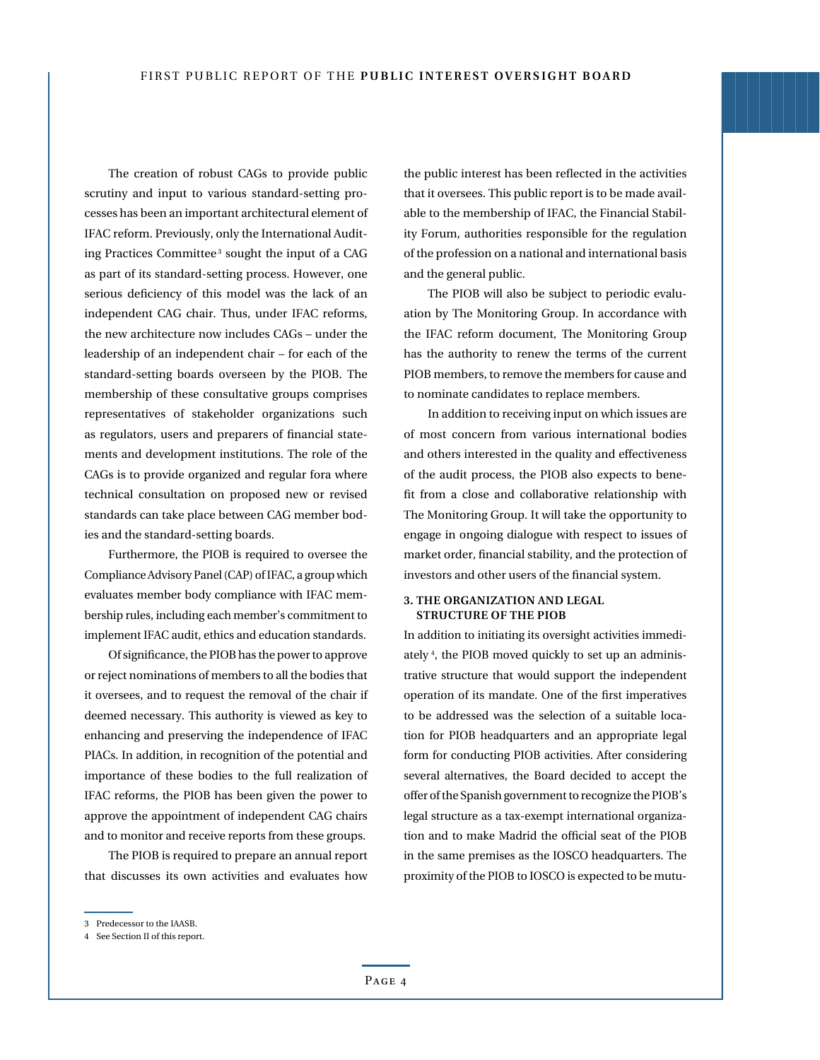The creation of robust CAGs to provide public scrutiny and input to various standard-setting processes has been an important architectural element of IFAC reform. Previously, only the International Auditing Practices Committee[3] sought the input of a CAG as part of its standard-setting process. However, one serious deficiency of this model was the lack of an independent CAG chair. Thus, under IFAC reforms, the new architecture now includes CAGs – under the leadership of an independent chair – for each of the standard-setting boards overseen by the PIOB. The membership of these consultative groups comprises representatives of stakeholder organizations such as regulators, users and preparers of financial statements and development institutions. The role of the CAGs is to provide organized and regular fora where technical consultation on proposed new or revised standards can take place between CAG member bodies and the standard-setting boards.

Furthermore, the PIOB is required to oversee the Compliance Advisory Panel (CAP) of IFAC, a group which evaluates member body compliance with IFAC membership rules, including each member's commitment to implement IFAC audit, ethics and education standards.

Of significance, the PIOB has the power to approve or reject nominations of members to all the bodies that it oversees, and to request the removal of the chair if deemed necessary. This authority is viewed as key to enhancing and preserving the independence of IFAC PIACs. In addition, in recognition of the potential and importance of these bodies to the full realization of IFAC reforms, the PIOB has been given the power to approve the appointment of independent CAG chairs and to monitor and receive reports from these groups.

The PIOB is required to prepare an annual report that discusses its own activities and evaluates how the public interest has been reflected in the activities that it oversees. This public report is to be made available to the membership of IFAC, the Financial Stability Forum, authorities responsible for the regulation of the profession on a national and international basis and the general public.

The PIOB will also be subject to periodic evaluation by The Monitoring Group. In accordance with the IFAC reform document, The Monitoring Group has the authority to renew the terms of the current PIOB members, to remove the members for cause and to nominate candidates to replace members.

In addition to receiving input on which issues are of most concern from various international bodies and others interested in the quality and effectiveness of the audit process, the PIOB also expects to benefit from a close and collaborative relationship with The Monitoring Group. It will take the opportunity to engage in ongoing dialogue with respect to issues of market order, financial stability, and the protection of investors and other users of the financial system.

### 3. THE ORGANIZATION AND LEGAL STRUCTURE OF THE PIOB

In addition to initiating its oversight activities immediately[4], the PIOB moved quickly to set up an administrative structure that would support the independent operation of its mandate. One of the first imperatives to be addressed was the selection of a suitable location for PIOB headquarters and an appropriate legal form for conducting PIOB activities. After considering several alternatives, the Board decided to accept the offer of the Spanish government to recognize the PIOB's legal structure as a tax-exempt international organization and to make Madrid the official seat of the PIOB in the same premises as the IOSCO headquarters. The proximity of the PIOB to IOSCO is expected to be mutu-

---

3 Predecessor to the IAASB.

4 See Section II of this report.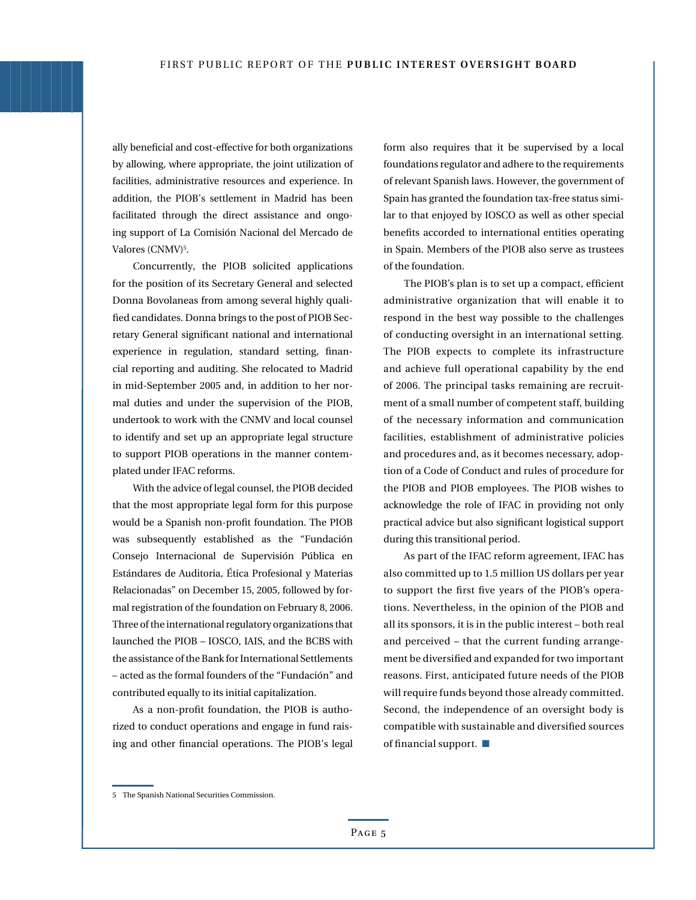ally beneficial and cost-effective for both organizations by allowing, where appropriate, the joint utilization of facilities, administrative resources and experience. In addition, the PIOB's settlement in Madrid has been facilitated through the direct assistance and ongoing support of La Comisión Nacional del Mercado de Valores (CNMV)[5].

Concurrently, the PIOB solicited applications for the position of its Secretary General and selected Donna Bovolaneas from among several highly qualified candidates. Donna brings to the post of PIOB Secretary General significant national and international experience in regulation, standard setting, financial reporting and auditing. She relocated to Madrid in mid-September 2005 and, in addition to her normal duties and under the supervision of the PIOB, undertook to work with the CNMV and local counsel to identify and set up an appropriate legal structure to support PIOB operations in the manner contemplated under IFAC reforms.

With the advice of legal counsel, the PIOB decided that the most appropriate legal form for this purpose would be a Spanish non-profit foundation. The PIOB was subsequently established as the "Fundación Consejo Internacional de Supervisión Pública en Estándares de Auditoria, Ética Profesional y Materias Relacionadas" on December 15, 2005, followed by formal registration of the foundation on February 8, 2006. Three of the international regulatory organizations that launched the PIOB – IOSCO, IAIS, and the BCBS with the assistance of the Bank for International Settlements – acted as the formal founders of the "Fundación" and contributed equally to its initial capitalization.

As a non-profit foundation, the PIOB is authorized to conduct operations and engage in fund raising and other financial operations. The PIOB's legal form also requires that it be supervised by a local foundations regulator and adhere to the requirements of relevant Spanish laws. However, the government of Spain has granted the foundation tax-free status similar to that enjoyed by IOSCO as well as other special benefits accorded to international entities operating in Spain. Members of the PIOB also serve as trustees of the foundation.

The PIOB's plan is to set up a compact, efficient administrative organization that will enable it to respond in the best way possible to the challenges of conducting oversight in an international setting. The PIOB expects to complete its infrastructure and achieve full operational capability by the end of 2006. The principal tasks remaining are recruitment of a small number of competent staff, building of the necessary information and communication facilities, establishment of administrative policies and procedures and, as it becomes necessary, adoption of a Code of Conduct and rules of procedure for the PIOB and PIOB employees. The PIOB wishes to acknowledge the role of IFAC in providing not only practical advice but also significant logistical support during this transitional period.

As part of the IFAC reform agreement, IFAC has also committed up to 1.5 million US dollars per year to support the first five years of the PIOB's operations. Nevertheless, in the opinion of the PIOB and all its sponsors, it is in the public interest – both real and perceived – that the current funding arrangement be diversified and expanded for two important reasons. First, anticipated future needs of the PIOB will require funds beyond those already committed. Second, the independence of an oversight body is compatible with sustainable and diversified sources of financial support. ■

---

[5] The Spanish National Securities Commission.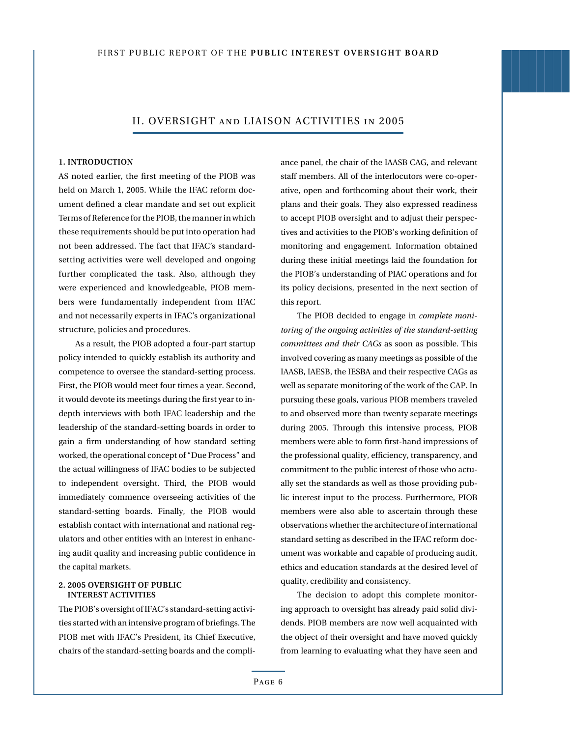## II. OVERSIGHT AND LIAISON ACTIVITIES IN 2005

### 1. INTRODUCTION

AS noted earlier, the first meeting of the PIOB was held on March 1, 2005. While the IFAC reform document defined a clear mandate and set out explicit Terms of Reference for the PIOB, the manner in which these requirements should be put into operation had not been addressed. The fact that IFAC's standard-setting activities were well developed and ongoing further complicated the task. Also, although they were experienced and knowledgeable, PIOB members were fundamentally independent from IFAC and not necessarily experts in IFAC's organizational structure, policies and procedures.

As a result, the PIOB adopted a four-part startup policy intended to quickly establish its authority and competence to oversee the standard-setting process. First, the PIOB would meet four times a year. Second, it would devote its meetings during the first year to in-depth interviews with both IFAC leadership and the leadership of the standard-setting boards in order to gain a firm understanding of how standard setting worked, the operational concept of "Due Process" and the actual willingness of IFAC bodies to be subjected to independent oversight. Third, the PIOB would immediately commence overseeing activities of the standard-setting boards. Finally, the PIOB would establish contact with international and national regulators and other entities with an interest in enhancing audit quality and increasing public confidence in the capital markets.

### 2. 2005 OVERSIGHT OF PUBLIC INTEREST ACTIVITIES

The PIOB's oversight of IFAC's standard-setting activities started with an intensive program of briefings. The PIOB met with IFAC's President, its Chief Executive, chairs of the standard-setting boards and the compliance panel, the chair of the IAASB CAG, and relevant staff members. All of the interlocutors were co-operative, open and forthcoming about their work, their plans and their goals. They also expressed readiness to accept PIOB oversight and to adjust their perspectives and activities to the PIOB's working definition of monitoring and engagement. Information obtained during these initial meetings laid the foundation for the PIOB's understanding of PIAC operations and for its policy decisions, presented in the next section of this report.

The PIOB decided to engage in *complete monitoring of the ongoing activities of the standard-setting committees and their CAGs* as soon as possible. This involved covering as many meetings as possible of the IAASB, IAESB, the IESBA and their respective CAGs as well as separate monitoring of the work of the CAP. In pursuing these goals, various PIOB members traveled to and observed more than twenty separate meetings during 2005. Through this intensive process, PIOB members were able to form first-hand impressions of the professional quality, efficiency, transparency, and commitment to the public interest of those who actually set the standards as well as those providing public interest input to the process. Furthermore, PIOB members were also able to ascertain through these observations whether the architecture of international standard setting as described in the IFAC reform document was workable and capable of producing audit, ethics and education standards at the desired level of quality, credibility and consistency.

The decision to adopt this complete monitoring approach to oversight has already paid solid dividends. PIOB members are now well acquainted with the object of their oversight and have moved quickly from learning to evaluating what they have seen and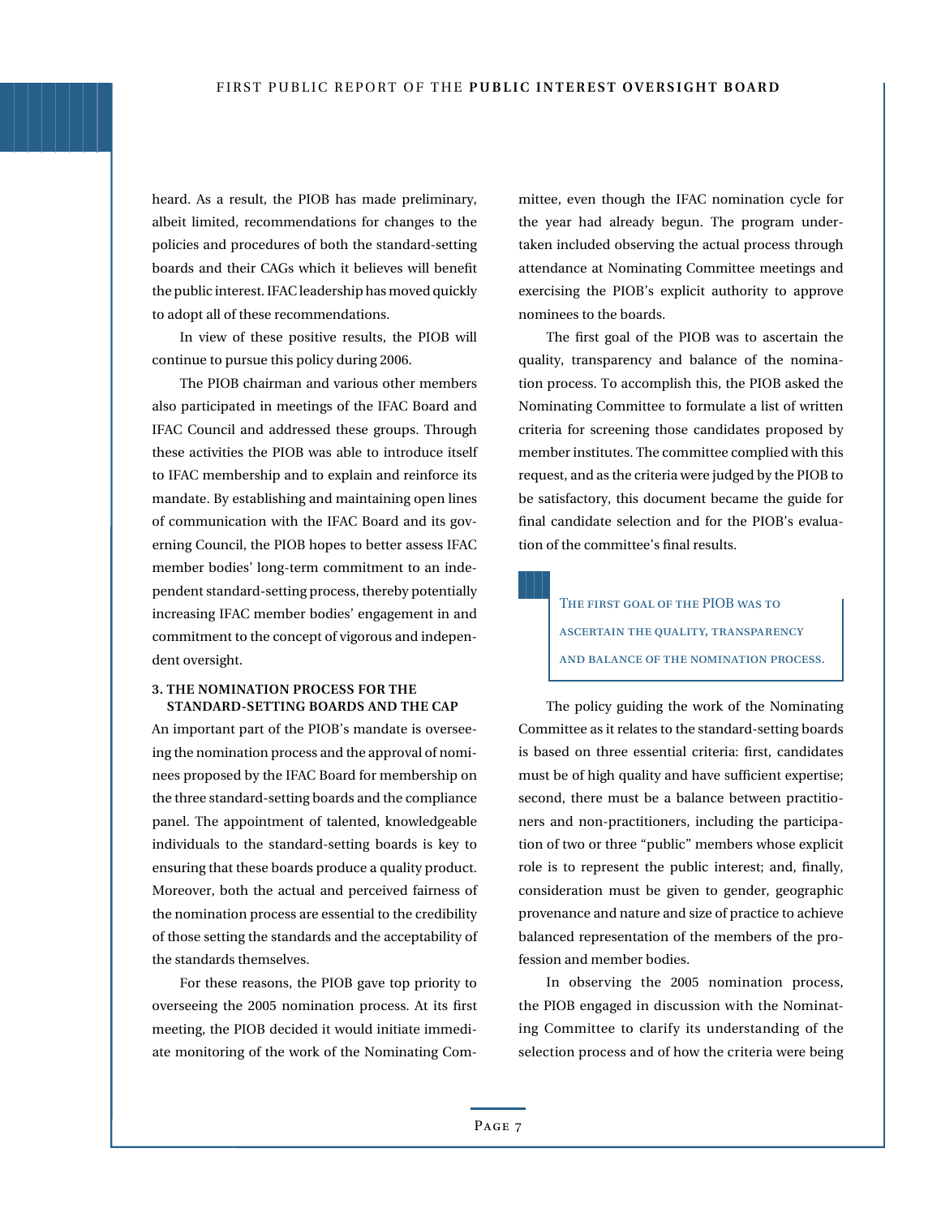heard. As a result, the PIOB has made preliminary, albeit limited, recommendations for changes to the policies and procedures of both the standard-setting boards and their CAGs which it believes will benefit the public interest. IFAC leadership has moved quickly to adopt all of these recommendations.

In view of these positive results, the PIOB will continue to pursue this policy during 2006.

The PIOB chairman and various other members also participated in meetings of the IFAC Board and IFAC Council and addressed these groups. Through these activities the PIOB was able to introduce itself to IFAC membership and to explain and reinforce its mandate. By establishing and maintaining open lines of communication with the IFAC Board and its governing Council, the PIOB hopes to better assess IFAC member bodies' long-term commitment to an independent standard-setting process, thereby potentially increasing IFAC member bodies' engagement in and commitment to the concept of vigorous and independent oversight.

### 3. THE NOMINATION PROCESS FOR THE STANDARD-SETTING BOARDS AND THE CAP

An important part of the PIOB's mandate is overseeing the nomination process and the approval of nominees proposed by the IFAC Board for membership on the three standard-setting boards and the compliance panel. The appointment of talented, knowledgeable individuals to the standard-setting boards is key to ensuring that these boards produce a quality product. Moreover, both the actual and perceived fairness of the nomination process are essential to the credibility of those setting the standards and the acceptability of the standards themselves.

For these reasons, the PIOB gave top priority to overseeing the 2005 nomination process. At its first meeting, the PIOB decided it would initiate immediate monitoring of the work of the Nominating Committee, even though the IFAC nomination cycle for the year had already begun. The program undertaken included observing the actual process through attendance at Nominating Committee meetings and exercising the PIOB's explicit authority to approve nominees to the boards.

The first goal of the PIOB was to ascertain the quality, transparency and balance of the nomination process. To accomplish this, the PIOB asked the Nominating Committee to formulate a list of written criteria for screening those candidates proposed by member institutes. The committee complied with this request, and as the criteria were judged by the PIOB to be satisfactory, this document became the guide for final candidate selection and for the PIOB's evaluation of the committee's final results.

> THE FIRST GOAL OF THE PIOB WAS TO ASCERTAIN THE QUALITY, TRANSPARENCY AND BALANCE OF THE NOMINATION PROCESS.

The policy guiding the work of the Nominating Committee as it relates to the standard-setting boards is based on three essential criteria: first, candidates must be of high quality and have sufficient expertise; second, there must be a balance between practitioners and non-practitioners, including the participation of two or three "public" members whose explicit role is to represent the public interest; and, finally, consideration must be given to gender, geographic provenance and nature and size of practice to achieve balanced representation of the members of the profession and member bodies.

In observing the 2005 nomination process, the PIOB engaged in discussion with the Nominating Committee to clarify its understanding of the selection process and of how the criteria were being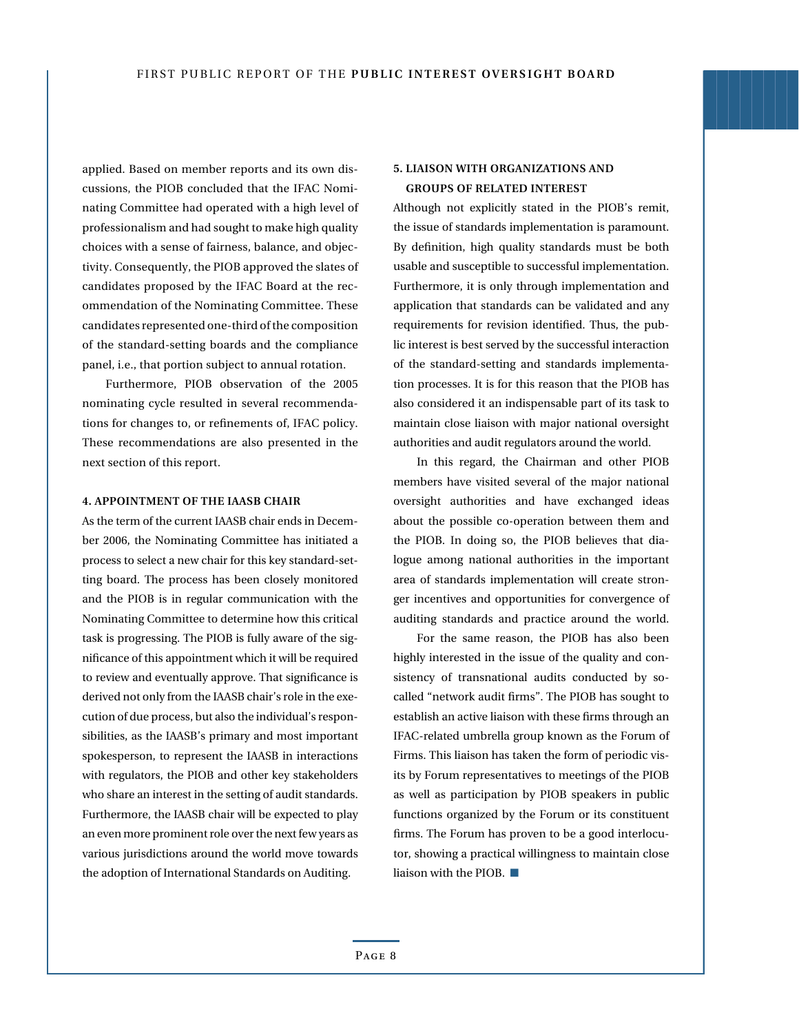applied. Based on member reports and its own discussions, the PIOB concluded that the IFAC Nominating Committee had operated with a high level of professionalism and had sought to make high quality choices with a sense of fairness, balance, and objectivity. Consequently, the PIOB approved the slates of candidates proposed by the IFAC Board at the recommendation of the Nominating Committee. These candidates represented one-third of the composition of the standard-setting boards and the compliance panel, i.e., that portion subject to annual rotation.

Furthermore, PIOB observation of the 2005 nominating cycle resulted in several recommendations for changes to, or refinements of, IFAC policy. These recommendations are also presented in the next section of this report.

#### 4. APPOINTMENT OF THE IAASB CHAIR

As the term of the current IAASB chair ends in December 2006, the Nominating Committee has initiated a process to select a new chair for this key standard-setting board. The process has been closely monitored and the PIOB is in regular communication with the Nominating Committee to determine how this critical task is progressing. The PIOB is fully aware of the significance of this appointment which it will be required to review and eventually approve. That significance is derived not only from the IAASB chair's role in the execution of due process, but also the individual's responsibilities, as the IAASB's primary and most important spokesperson, to represent the IAASB in interactions with regulators, the PIOB and other key stakeholders who share an interest in the setting of audit standards. Furthermore, the IAASB chair will be expected to play an even more prominent role over the next few years as various jurisdictions around the world move towards the adoption of International Standards on Auditing.

#### 5. LIAISON WITH ORGANIZATIONS AND GROUPS OF RELATED INTEREST

Although not explicitly stated in the PIOB's remit, the issue of standards implementation is paramount. By definition, high quality standards must be both usable and susceptible to successful implementation. Furthermore, it is only through implementation and application that standards can be validated and any requirements for revision identified. Thus, the public interest is best served by the successful interaction of the standard-setting and standards implementation processes. It is for this reason that the PIOB has also considered it an indispensable part of its task to maintain close liaison with major national oversight authorities and audit regulators around the world.

In this regard, the Chairman and other PIOB members have visited several of the major national oversight authorities and have exchanged ideas about the possible co-operation between them and the PIOB. In doing so, the PIOB believes that dialogue among national authorities in the important area of standards implementation will create stronger incentives and opportunities for convergence of auditing standards and practice around the world.

For the same reason, the PIOB has also been highly interested in the issue of the quality and consistency of transnational audits conducted by so-called "network audit firms". The PIOB has sought to establish an active liaison with these firms through an IFAC-related umbrella group known as the Forum of Firms. This liaison has taken the form of periodic visits by Forum representatives to meetings of the PIOB as well as participation by PIOB speakers in public functions organized by the Forum or its constituent firms. The Forum has proven to be a good interlocutor, showing a practical willingness to maintain close liaison with the PIOB. ■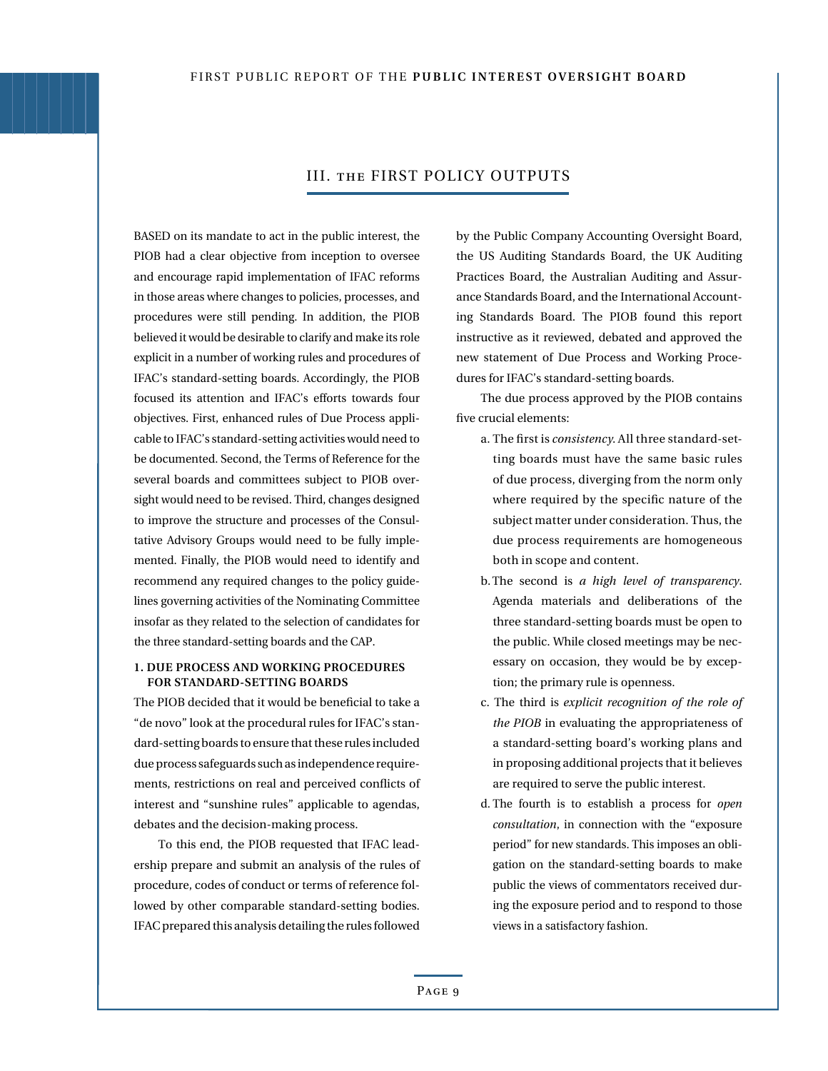## III. THE FIRST POLICY OUTPUTS

BASED on its mandate to act in the public interest, the PIOB had a clear objective from inception to oversee and encourage rapid implementation of IFAC reforms in those areas where changes to policies, processes, and procedures were still pending. In addition, the PIOB believed it would be desirable to clarify and make its role explicit in a number of working rules and procedures of IFAC's standard-setting boards. Accordingly, the PIOB focused its attention and IFAC's efforts towards four objectives. First, enhanced rules of Due Process applicable to IFAC's standard-setting activities would need to be documented. Second, the Terms of Reference for the several boards and committees subject to PIOB oversight would need to be revised. Third, changes designed to improve the structure and processes of the Consultative Advisory Groups would need to be fully implemented. Finally, the PIOB would need to identify and recommend any required changes to the policy guidelines governing activities of the Nominating Committee insofar as they related to the selection of candidates for the three standard-setting boards and the CAP.

### 1. DUE PROCESS AND WORKING PROCEDURES FOR STANDARD-SETTING BOARDS

The PIOB decided that it would be beneficial to take a "de novo" look at the procedural rules for IFAC's standard-setting boards to ensure that these rules included due process safeguards such as independence requirements, restrictions on real and perceived conflicts of interest and "sunshine rules" applicable to agendas, debates and the decision-making process.

To this end, the PIOB requested that IFAC leadership prepare and submit an analysis of the rules of procedure, codes of conduct or terms of reference followed by other comparable standard-setting bodies. IFAC prepared this analysis detailing the rules followed by the Public Company Accounting Oversight Board, the US Auditing Standards Board, the UK Auditing Practices Board, the Australian Auditing and Assurance Standards Board, and the International Accounting Standards Board. The PIOB found this report instructive as it reviewed, debated and approved the new statement of Due Process and Working Procedures for IFAC's standard-setting boards.

The due process approved by the PIOB contains five crucial elements:

a. The first is *consistency*. All three standard-setting boards must have the same basic rules of due process, diverging from the norm only where required by the specific nature of the subject matter under consideration. Thus, the due process requirements are homogeneous both in scope and content.

b. The second is *a high level of transparency*. Agenda materials and deliberations of the three standard-setting boards must be open to the public. While closed meetings may be necessary on occasion, they would be by exception; the primary rule is openness.

c. The third is *explicit recognition of the role of the PIOB* in evaluating the appropriateness of a standard-setting board's working plans and in proposing additional projects that it believes are required to serve the public interest.

d. The fourth is to establish a process for *open consultation*, in connection with the "exposure period" for new standards. This imposes an obligation on the standard-setting boards to make public the views of commentators received during the exposure period and to respond to those views in a satisfactory fashion.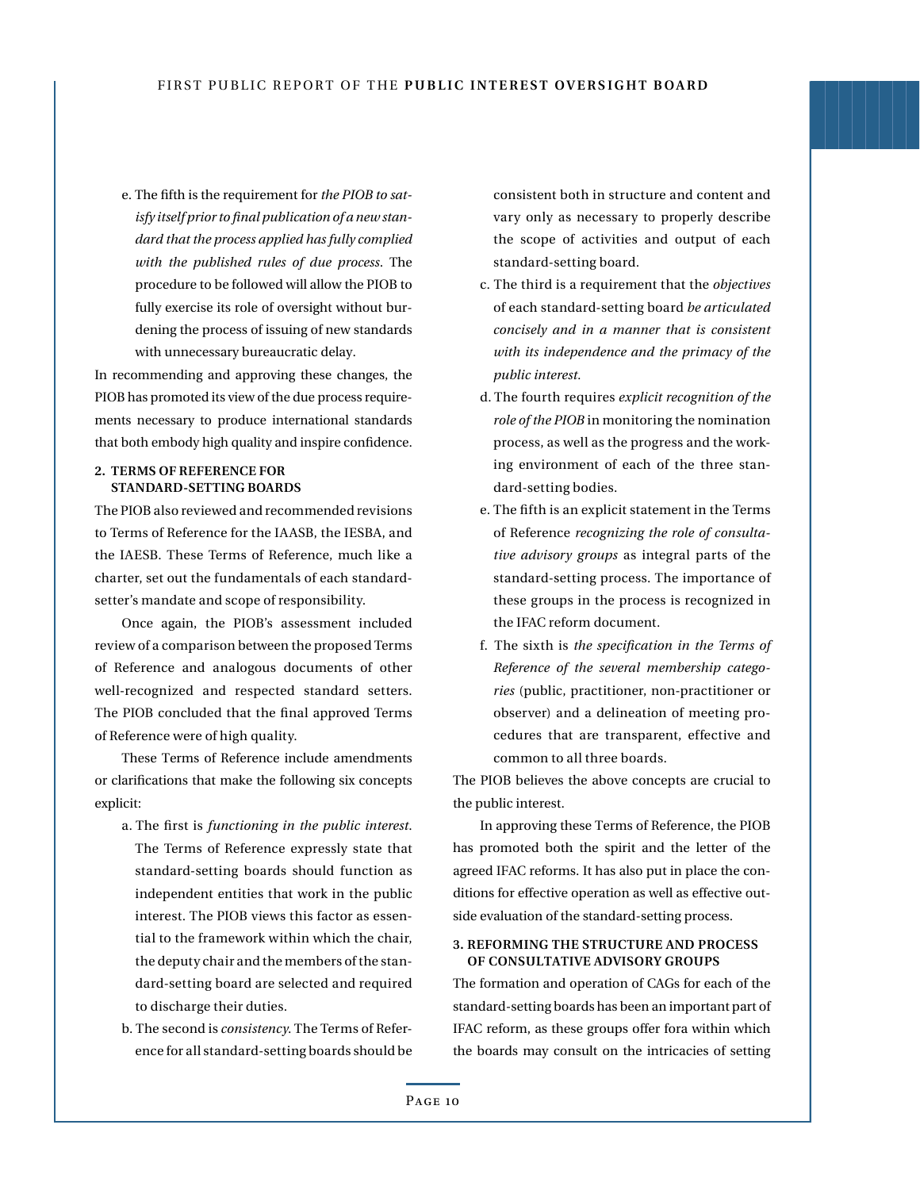e. The fifth is the requirement for *the PIOB to satisfy itself prior to final publication of a new standard that the process applied has fully complied with the published rules of due process*. The procedure to be followed will allow the PIOB to fully exercise its role of oversight without burdening the process of issuing of new standards with unnecessary bureaucratic delay.

In recommending and approving these changes, the PIOB has promoted its view of the due process requirements necessary to produce international standards that both embody high quality and inspire confidence.

### 2. TERMS OF REFERENCE FOR STANDARD-SETTING BOARDS

The PIOB also reviewed and recommended revisions to Terms of Reference for the IAASB, the IESBA, and the IAESB. These Terms of Reference, much like a charter, set out the fundamentals of each standard-setter's mandate and scope of responsibility.

Once again, the PIOB's assessment included review of a comparison between the proposed Terms of Reference and analogous documents of other well-recognized and respected standard setters. The PIOB concluded that the final approved Terms of Reference were of high quality.

These Terms of Reference include amendments or clarifications that make the following six concepts explicit:

a. The first is *functioning in the public interest*. The Terms of Reference expressly state that standard-setting boards should function as independent entities that work in the public interest. The PIOB views this factor as essential to the framework within which the chair, the deputy chair and the members of the standard-setting board are selected and required to discharge their duties.

b. The second is *consistency*. The Terms of Reference for all standard-setting boards should be consistent both in structure and content and vary only as necessary to properly describe the scope of activities and output of each standard-setting board.

c. The third is a requirement that the *objectives* of each standard-setting board *be articulated concisely and in a manner that is consistent with its independence and the primacy of the public interest*.

d. The fourth requires *explicit recognition of the role of the PIOB* in monitoring the nomination process, as well as the progress and the working environment of each of the three standard-setting bodies.

e. The fifth is an explicit statement in the Terms of Reference *recognizing the role of consultative advisory groups* as integral parts of the standard-setting process. The importance of these groups in the process is recognized in the IFAC reform document.

f. The sixth is *the specification in the Terms of Reference of the several membership categories* (public, practitioner, non-practitioner or observer) and a delineation of meeting procedures that are transparent, effective and common to all three boards.

The PIOB believes the above concepts are crucial to the public interest.

In approving these Terms of Reference, the PIOB has promoted both the spirit and the letter of the agreed IFAC reforms. It has also put in place the conditions for effective operation as well as effective outside evaluation of the standard-setting process.

### 3. REFORMING THE STRUCTURE AND PROCESS OF CONSULTATIVE ADVISORY GROUPS

The formation and operation of CAGs for each of the standard-setting boards has been an important part of IFAC reform, as these groups offer fora within which the boards may consult on the intricacies of setting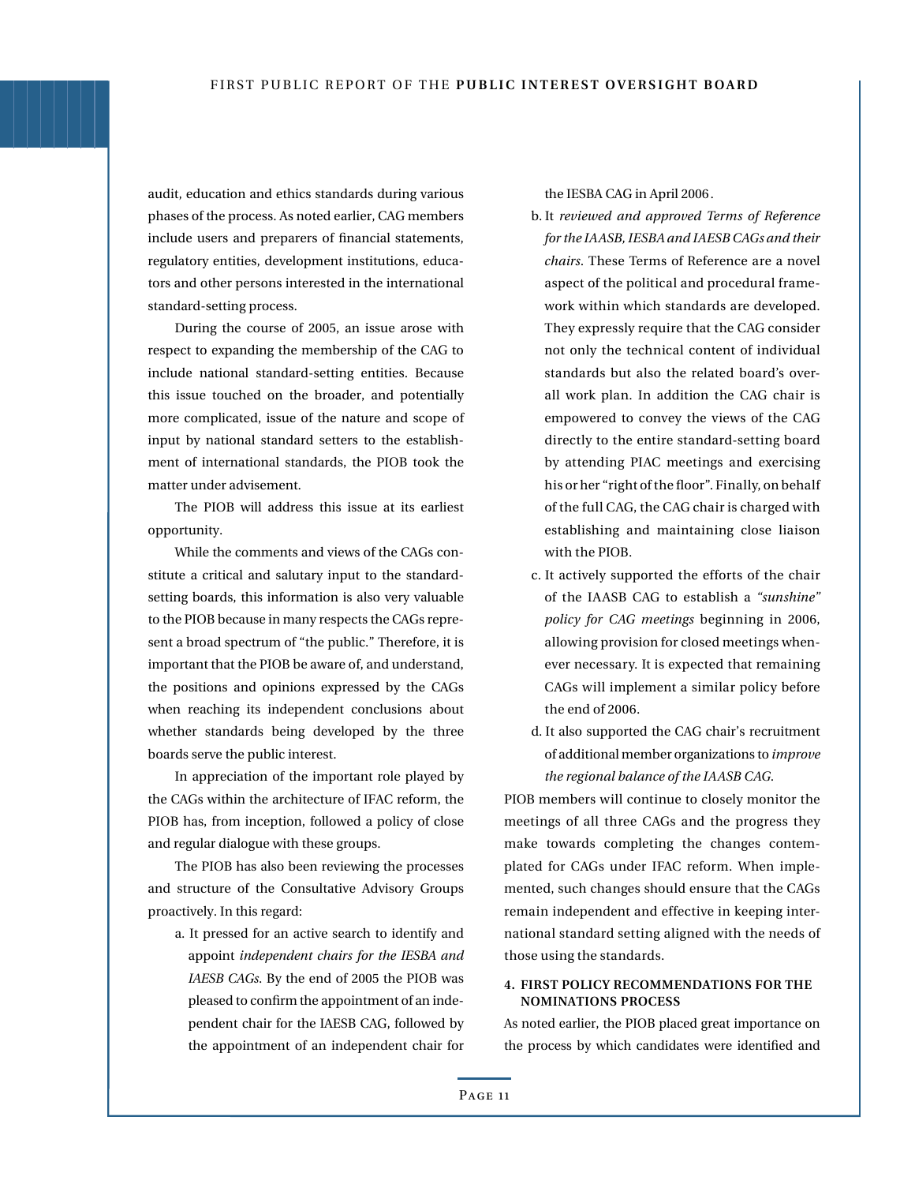audit, education and ethics standards during various phases of the process. As noted earlier, CAG members include users and preparers of financial statements, regulatory entities, development institutions, educators and other persons interested in the international standard-setting process.

During the course of 2005, an issue arose with respect to expanding the membership of the CAG to include national standard-setting entities. Because this issue touched on the broader, and potentially more complicated, issue of the nature and scope of input by national standard setters to the establishment of international standards, the PIOB took the matter under advisement.

The PIOB will address this issue at its earliest opportunity.

While the comments and views of the CAGs constitute a critical and salutary input to the standard-setting boards, this information is also very valuable to the PIOB because in many respects the CAGs represent a broad spectrum of "the public." Therefore, it is important that the PIOB be aware of, and understand, the positions and opinions expressed by the CAGs when reaching its independent conclusions about whether standards being developed by the three boards serve the public interest.

In appreciation of the important role played by the CAGs within the architecture of IFAC reform, the PIOB has, from inception, followed a policy of close and regular dialogue with these groups.

The PIOB has also been reviewing the processes and structure of the Consultative Advisory Groups proactively. In this regard:

a. It pressed for an active search to identify and appoint *independent chairs for the IESBA and IAESB CAGs*. By the end of 2005 the PIOB was pleased to confirm the appointment of an independent chair for the IAESB CAG, followed by the appointment of an independent chair for the IESBA CAG in April 2006.
b. It *reviewed and approved Terms of Reference for the IAASB, IESBA and IAESB CAGs and their chairs*. These Terms of Reference are a novel aspect of the political and procedural framework within which standards are developed. They expressly require that the CAG consider not only the technical content of individual standards but also the related board's overall work plan. In addition the CAG chair is empowered to convey the views of the CAG directly to the entire standard-setting board by attending PIAC meetings and exercising his or her "right of the floor". Finally, on behalf of the full CAG, the CAG chair is charged with establishing and maintaining close liaison with the PIOB.
c. It actively supported the efforts of the chair of the IAASB CAG to establish a *"sunshine" policy for CAG meetings* beginning in 2006, allowing provision for closed meetings whenever necessary. It is expected that remaining CAGs will implement a similar policy before the end of 2006.
d. It also supported the CAG chair's recruitment of additional member organizations to *improve the regional balance of the IAASB CAG*.

PIOB members will continue to closely monitor the meetings of all three CAGs and the progress they make towards completing the changes contemplated for CAGs under IFAC reform. When implemented, such changes should ensure that the CAGs remain independent and effective in keeping international standard setting aligned with the needs of those using the standards.

### 4. FIRST POLICY RECOMMENDATIONS FOR THE NOMINATIONS PROCESS

As noted earlier, the PIOB placed great importance on the process by which candidates were identified and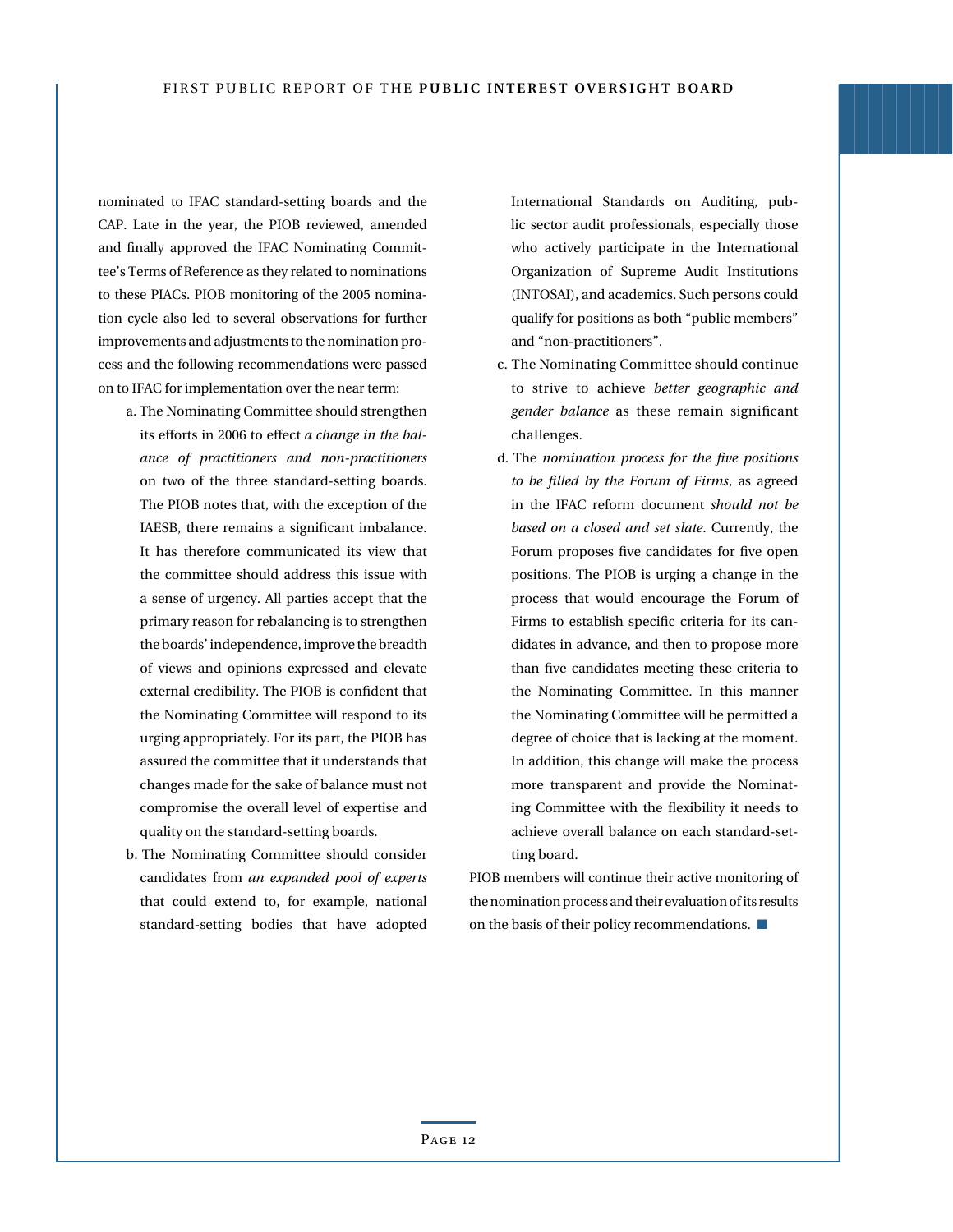nominated to IFAC standard-setting boards and the CAP. Late in the year, the PIOB reviewed, amended and finally approved the IFAC Nominating Committee's Terms of Reference as they related to nominations to these PIACs. PIOB monitoring of the 2005 nomination cycle also led to several observations for further improvements and adjustments to the nomination process and the following recommendations were passed on to IFAC for implementation over the near term:

a. The Nominating Committee should strengthen its efforts in 2006 to effect *a change in the balance of practitioners and non-practitioners* on two of the three standard-setting boards. The PIOB notes that, with the exception of the IAESB, there remains a significant imbalance. It has therefore communicated its view that the committee should address this issue with a sense of urgency. All parties accept that the primary reason for rebalancing is to strengthen the boards' independence, improve the breadth of views and opinions expressed and elevate external credibility. The PIOB is confident that the Nominating Committee will respond to its urging appropriately. For its part, the PIOB has assured the committee that it understands that changes made for the sake of balance must not compromise the overall level of expertise and quality on the standard-setting boards.

b. The Nominating Committee should consider candidates from *an expanded pool of experts* that could extend to, for example, national standard-setting bodies that have adopted International Standards on Auditing, public sector audit professionals, especially those who actively participate in the International Organization of Supreme Audit Institutions (INTOSAI), and academics. Such persons could qualify for positions as both "public members" and "non-practitioners".

c. The Nominating Committee should continue to strive to achieve *better geographic and gender balance* as these remain significant challenges.

d. The *nomination process for the five positions to be filled by the Forum of Firms*, as agreed in the IFAC reform document *should not be based on a closed and set slate*. Currently, the Forum proposes five candidates for five open positions. The PIOB is urging a change in the process that would encourage the Forum of Firms to establish specific criteria for its candidates in advance, and then to propose more than five candidates meeting these criteria to the Nominating Committee. In this manner the Nominating Committee will be permitted a degree of choice that is lacking at the moment. In addition, this change will make the process more transparent and provide the Nominating Committee with the flexibility it needs to achieve overall balance on each standard-setting board.

PIOB members will continue their active monitoring of the nomination process and their evaluation of its results on the basis of their policy recommendations. ■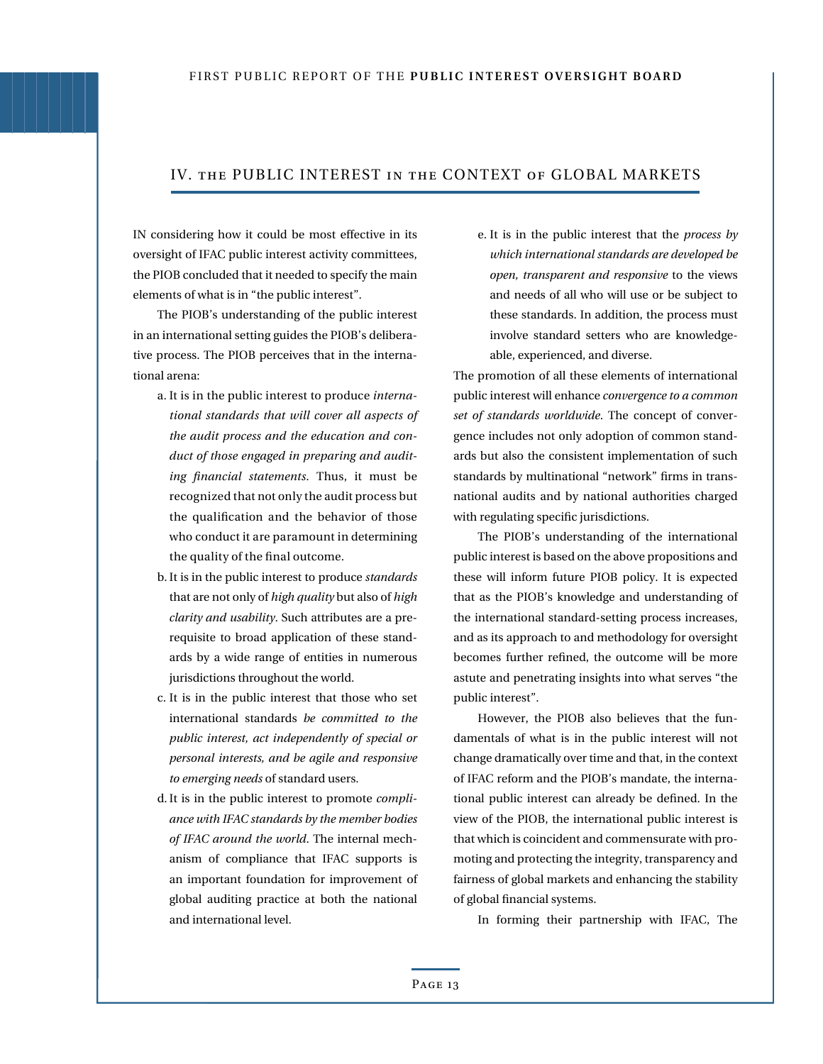## IV. THE PUBLIC INTEREST IN THE CONTEXT OF GLOBAL MARKETS

IN considering how it could be most effective in its oversight of IFAC public interest activity committees, the PIOB concluded that it needed to specify the main elements of what is in "the public interest".

The PIOB's understanding of the public interest in an international setting guides the PIOB's deliberative process. The PIOB perceives that in the international arena:

a. It is in the public interest to produce *international standards that will cover all aspects of the audit process and the education and conduct of those engaged in preparing and auditing financial statements*. Thus, it must be recognized that not only the audit process but the qualification and the behavior of those who conduct it are paramount in determining the quality of the final outcome.

b. It is in the public interest to produce *standards* that are not only of *high quality* but also of *high clarity and usability*. Such attributes are a prerequisite to broad application of these standards by a wide range of entities in numerous jurisdictions throughout the world.

c. It is in the public interest that those who set international standards *be committed to the public interest, act independently of special or personal interests, and be agile and responsive to emerging needs* of standard users.

d. It is in the public interest to promote *compliance with IFAC standards by the member bodies of IFAC around the world*. The internal mechanism of compliance that IFAC supports is an important foundation for improvement of global auditing practice at both the national and international level.

e. It is in the public interest that the *process by which international standards are developed be open, transparent and responsive* to the views and needs of all who will use or be subject to these standards. In addition, the process must involve standard setters who are knowledgeable, experienced, and diverse.

The promotion of all these elements of international public interest will enhance *convergence to a common set of standards worldwide*. The concept of convergence includes not only adoption of common standards but also the consistent implementation of such standards by multinational "network" firms in transnational audits and by national authorities charged with regulating specific jurisdictions.

The PIOB's understanding of the international public interest is based on the above propositions and these will inform future PIOB policy. It is expected that as the PIOB's knowledge and understanding of the international standard-setting process increases, and as its approach to and methodology for oversight becomes further refined, the outcome will be more astute and penetrating insights into what serves "the public interest".

However, the PIOB also believes that the fundamentals of what is in the public interest will not change dramatically over time and that, in the context of IFAC reform and the PIOB's mandate, the international public interest can already be defined. In the view of the PIOB, the international public interest is that which is coincident and commensurate with promoting and protecting the integrity, transparency and fairness of global markets and enhancing the stability of global financial systems.

In forming their partnership with IFAC, The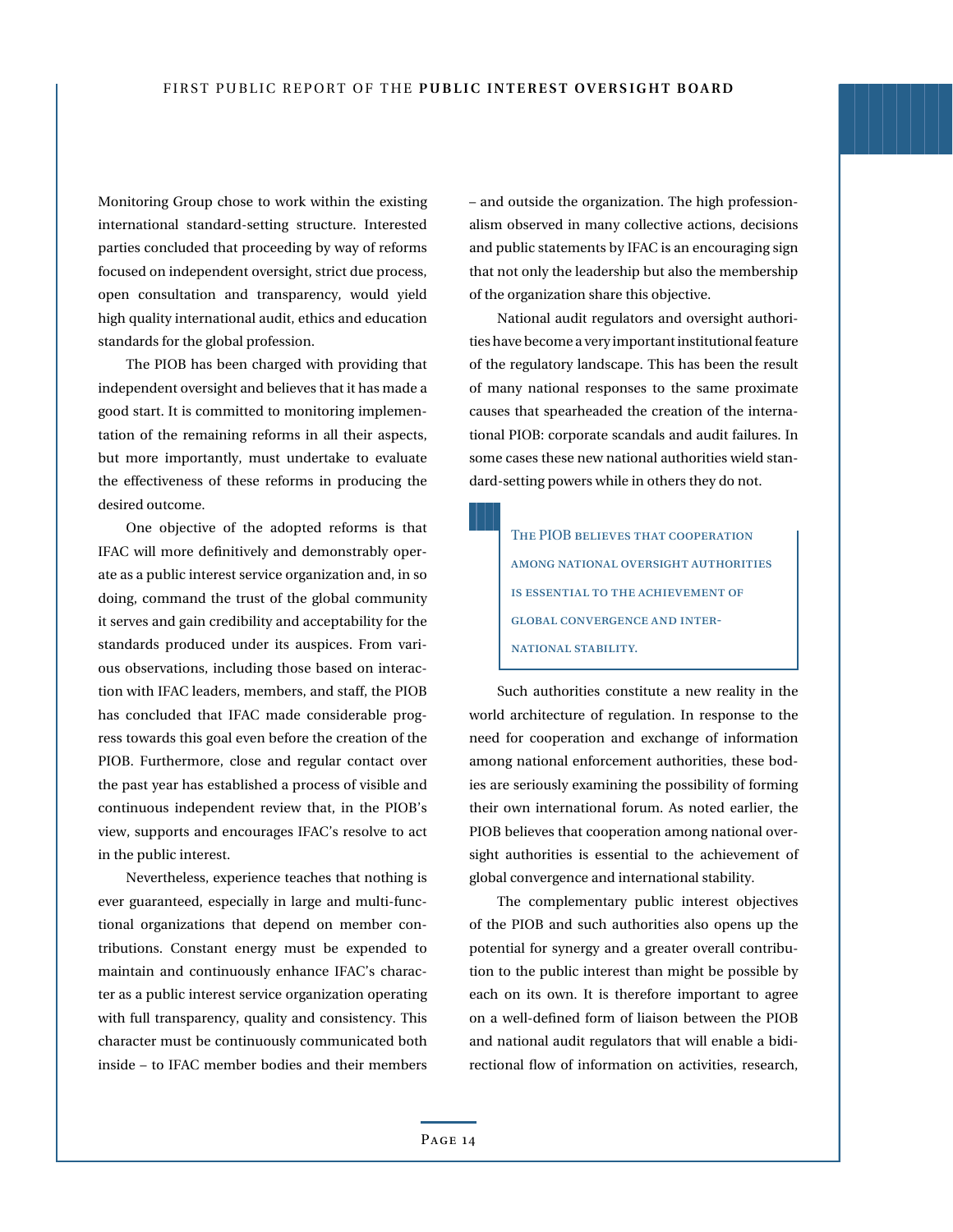Monitoring Group chose to work within the existing international standard-setting structure. Interested parties concluded that proceeding by way of reforms focused on independent oversight, strict due process, open consultation and transparency, would yield high quality international audit, ethics and education standards for the global profession.

The PIOB has been charged with providing that independent oversight and believes that it has made a good start. It is committed to monitoring implementation of the remaining reforms in all their aspects, but more importantly, must undertake to evaluate the effectiveness of these reforms in producing the desired outcome.

One objective of the adopted reforms is that IFAC will more definitively and demonstrably operate as a public interest service organization and, in so doing, command the trust of the global community it serves and gain credibility and acceptability for the standards produced under its auspices. From various observations, including those based on interaction with IFAC leaders, members, and staff, the PIOB has concluded that IFAC made considerable progress towards this goal even before the creation of the PIOB. Furthermore, close and regular contact over the past year has established a process of visible and continuous independent review that, in the PIOB's view, supports and encourages IFAC's resolve to act in the public interest.

Nevertheless, experience teaches that nothing is ever guaranteed, especially in large and multi-functional organizations that depend on member contributions. Constant energy must be expended to maintain and continuously enhance IFAC's character as a public interest service organization operating with full transparency, quality and consistency. This character must be continuously communicated both inside – to IFAC member bodies and their members – and outside the organization. The high professionalism observed in many collective actions, decisions and public statements by IFAC is an encouraging sign that not only the leadership but also the membership of the organization share this objective.

National audit regulators and oversight authorities have become a very important institutional feature of the regulatory landscape. This has been the result of many national responses to the same proximate causes that spearheaded the creation of the international PIOB: corporate scandals and audit failures. In some cases these new national authorities wield standard-setting powers while in others they do not.

> THE PIOB BELIEVES THAT COOPERATION AMONG NATIONAL OVERSIGHT AUTHORITIES IS ESSENTIAL TO THE ACHIEVEMENT OF GLOBAL CONVERGENCE AND INTERNATIONAL STABILITY.

Such authorities constitute a new reality in the world architecture of regulation. In response to the need for cooperation and exchange of information among national enforcement authorities, these bodies are seriously examining the possibility of forming their own international forum. As noted earlier, the PIOB believes that cooperation among national oversight authorities is essential to the achievement of global convergence and international stability.

The complementary public interest objectives of the PIOB and such authorities also opens up the potential for synergy and a greater overall contribution to the public interest than might be possible by each on its own. It is therefore important to agree on a well-defined form of liaison between the PIOB and national audit regulators that will enable a bidirectional flow of information on activities, research,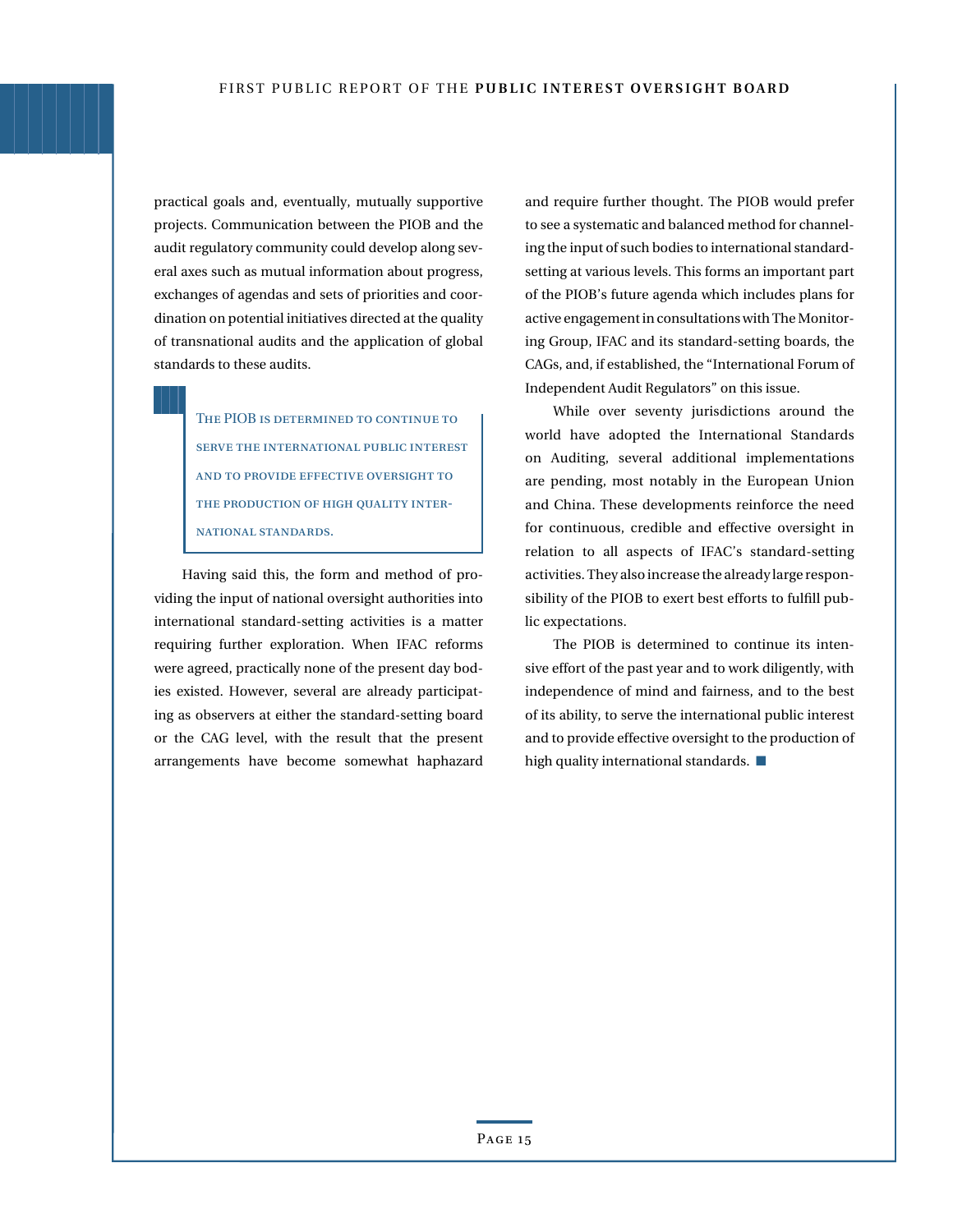practical goals and, eventually, mutually supportive projects. Communication between the PIOB and the audit regulatory community could develop along several axes such as mutual information about progress, exchanges of agendas and sets of priorities and coordination on potential initiatives directed at the quality of transnational audits and the application of global standards to these audits.

> THE PIOB IS DETERMINED TO CONTINUE TO SERVE THE INTERNATIONAL PUBLIC INTEREST AND TO PROVIDE EFFECTIVE OVERSIGHT TO THE PRODUCTION OF HIGH QUALITY INTERNATIONAL STANDARDS.

Having said this, the form and method of providing the input of national oversight authorities into international standard-setting activities is a matter requiring further exploration. When IFAC reforms were agreed, practically none of the present day bodies existed. However, several are already participating as observers at either the standard-setting board or the CAG level, with the result that the present arrangements have become somewhat haphazard and require further thought. The PIOB would prefer to see a systematic and balanced method for channeling the input of such bodies to international standard-setting at various levels. This forms an important part of the PIOB's future agenda which includes plans for active engagement in consultations with The Monitoring Group, IFAC and its standard-setting boards, the CAGs, and, if established, the "International Forum of Independent Audit Regulators" on this issue.

While over seventy jurisdictions around the world have adopted the International Standards on Auditing, several additional implementations are pending, most notably in the European Union and China. These developments reinforce the need for continuous, credible and effective oversight in relation to all aspects of IFAC's standard-setting activities. They also increase the already large responsibility of the PIOB to exert best efforts to fulfill public expectations.

The PIOB is determined to continue its intensive effort of the past year and to work diligently, with independence of mind and fairness, and to the best of its ability, to serve the international public interest and to provide effective oversight to the production of high quality international standards. ■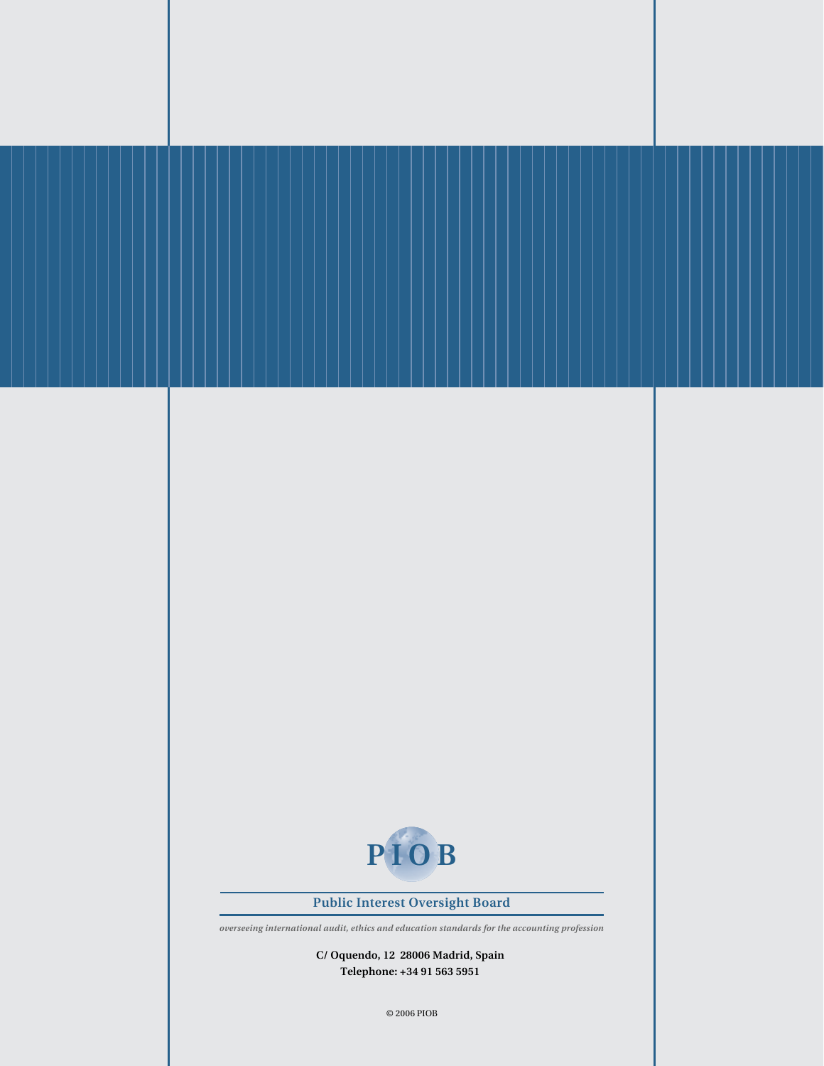PIOB

**Public Interest Oversight Board**

*overseeing international audit, ethics and education standards for the accounting profession*

**C/ Oquendo, 12 28006 Madrid, Spain**
**Telephone: +34 91 563 5951**

© 2006 PIOB